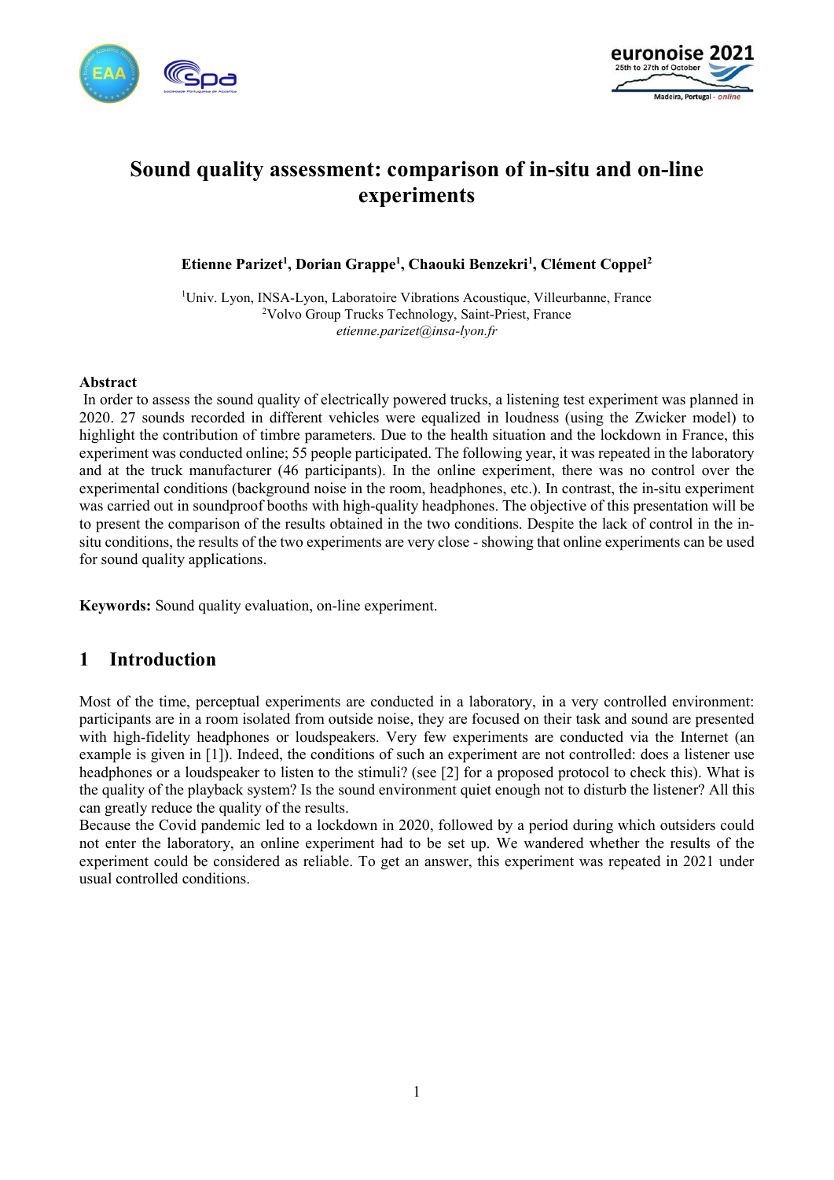# Sound quality assessment: comparison of in-situ and on-line experiments

**Etienne Parizet[1], Dorian Grappe[1], Chaouki Benzekri[1], Clément Coppel[2]**

[1]Univ. Lyon, INSA-Lyon, Laboratoire Vibrations Acoustique, Villeurbanne, France
[2]Volvo Group Trucks Technology, Saint-Priest, France
*etienne.parizet@insa-lyon.fr*

### Abstract

In order to assess the sound quality of electrically powered trucks, a listening test experiment was planned in 2020. 27 sounds recorded in different vehicles were equalized in loudness (using the Zwicker model) to highlight the contribution of timbre parameters. Due to the health situation and the lockdown in France, this experiment was conducted online; 55 people participated. The following year, it was repeated in the laboratory and at the truck manufacturer (46 participants). In the online experiment, there was no control over the experimental conditions (background noise in the room, headphones, etc.). In contrast, the in-situ experiment was carried out in soundproof booths with high-quality headphones. The objective of this presentation will be to present the comparison of the results obtained in the two conditions. Despite the lack of control in the in-situ conditions, the results of the two experiments are very close - showing that online experiments can be used for sound quality applications.

**Keywords:** Sound quality evaluation, on-line experiment.

## 1 Introduction

Most of the time, perceptual experiments are conducted in a laboratory, in a very controlled environment: participants are in a room isolated from outside noise, they are focused on their task and sound are presented with high-fidelity headphones or loudspeakers. Very few experiments are conducted via the Internet (an example is given in [1]). Indeed, the conditions of such an experiment are not controlled: does a listener use headphones or a loudspeaker to listen to the stimuli? (see [2] for a proposed protocol to check this). What is the quality of the playback system? Is the sound environment quiet enough not to disturb the listener? All this can greatly reduce the quality of the results.

Because the Covid pandemic led to a lockdown in 2020, followed by a period during which outsiders could not enter the laboratory, an online experiment had to be set up. We wandered whether the results of the experiment could be considered as reliable. To get an answer, this experiment was repeated in 2021 under usual controlled conditions.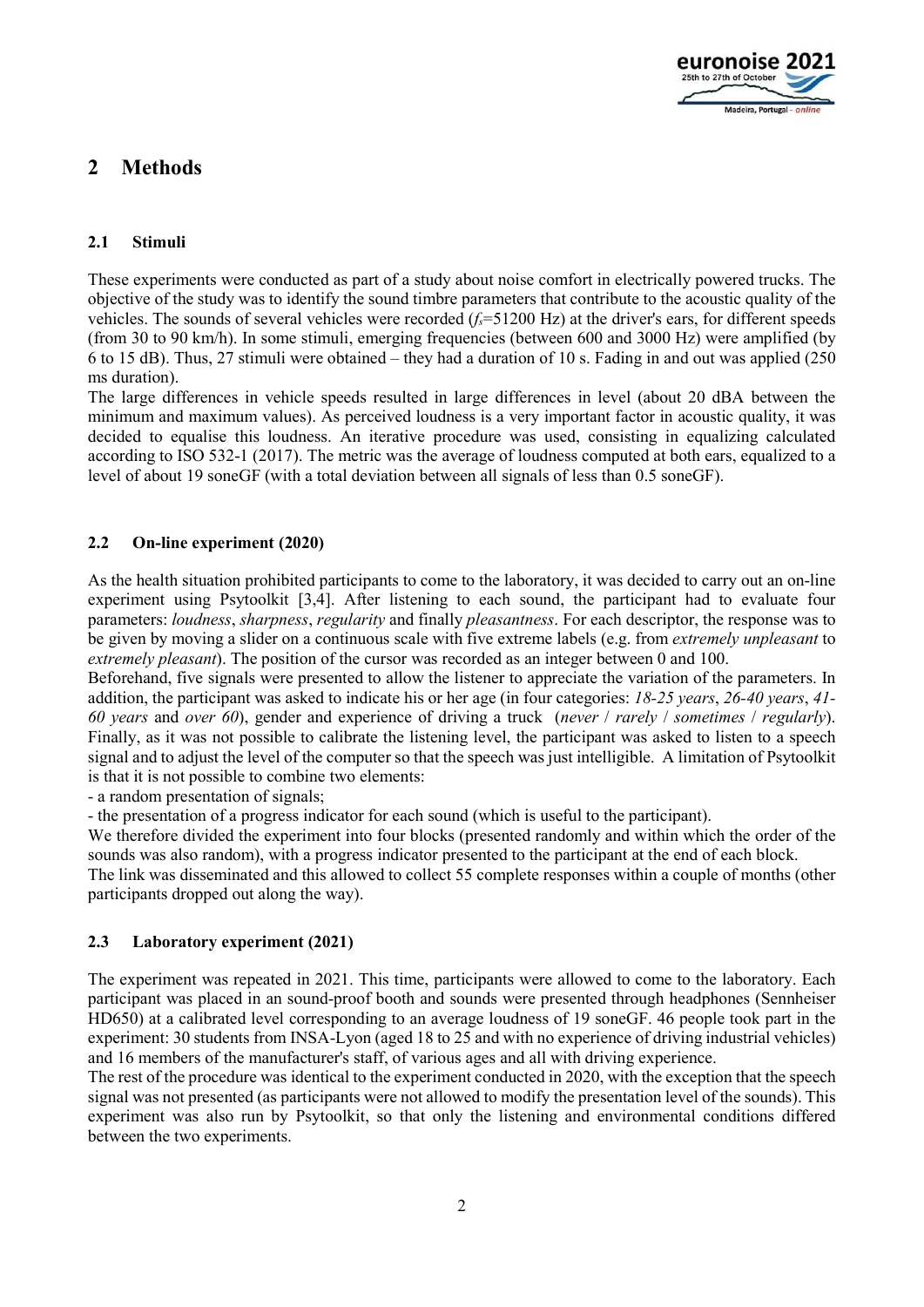## 2 Methods

### 2.1 Stimuli

These experiments were conducted as part of a study about noise comfort in electrically powered trucks. The objective of the study was to identify the sound timbre parameters that contribute to the acoustic quality of the vehicles. The sounds of several vehicles were recorded ($f_s$=51200 Hz) at the driver's ears, for different speeds (from 30 to 90 km/h). In some stimuli, emerging frequencies (between 600 and 3000 Hz) were amplified (by 6 to 15 dB). Thus, 27 stimuli were obtained – they had a duration of 10 s. Fading in and out was applied (250 ms duration).

The large differences in vehicle speeds resulted in large differences in level (about 20 dBA between the minimum and maximum values). As perceived loudness is a very important factor in acoustic quality, it was decided to equalise this loudness. An iterative procedure was used, consisting in equalizing calculated according to ISO 532-1 (2017). The metric was the average of loudness computed at both ears, equalized to a level of about 19 soneGF (with a total deviation between all signals of less than 0.5 soneGF).

### 2.2 On-line experiment (2020)

As the health situation prohibited participants to come to the laboratory, it was decided to carry out an on-line experiment using Psytoolkit [3,4]. After listening to each sound, the participant had to evaluate four parameters: *loudness*, *sharpness*, *regularity* and finally *pleasantness*. For each descriptor, the response was to be given by moving a slider on a continuous scale with five extreme labels (e.g. from *extremely unpleasant* to *extremely pleasant*). The position of the cursor was recorded as an integer between 0 and 100.

Beforehand, five signals were presented to allow the listener to appreciate the variation of the parameters. In addition, the participant was asked to indicate his or her age (in four categories: *18-25 years*, *26-40 years*, *41-60 years* and *over 60*), gender and experience of driving a truck (*never* / *rarely* / *sometimes* / *regularly*). Finally, as it was not possible to calibrate the listening level, the participant was asked to listen to a speech signal and to adjust the level of the computer so that the speech was just intelligible. A limitation of Psytoolkit is that it is not possible to combine two elements:

- a random presentation of signals;
- the presentation of a progress indicator for each sound (which is useful to the participant).

We therefore divided the experiment into four blocks (presented randomly and within which the order of the sounds was also random), with a progress indicator presented to the participant at the end of each block.

The link was disseminated and this allowed to collect 55 complete responses within a couple of months (other participants dropped out along the way).

### 2.3 Laboratory experiment (2021)

The experiment was repeated in 2021. This time, participants were allowed to come to the laboratory. Each participant was placed in an sound-proof booth and sounds were presented through headphones (Sennheiser HD650) at a calibrated level corresponding to an average loudness of 19 soneGF. 46 people took part in the experiment: 30 students from INSA-Lyon (aged 18 to 25 and with no experience of driving industrial vehicles) and 16 members of the manufacturer's staff, of various ages and all with driving experience.

The rest of the procedure was identical to the experiment conducted in 2020, with the exception that the speech signal was not presented (as participants were not allowed to modify the presentation level of the sounds). This experiment was also run by Psytoolkit, so that only the listening and environmental conditions differed between the two experiments.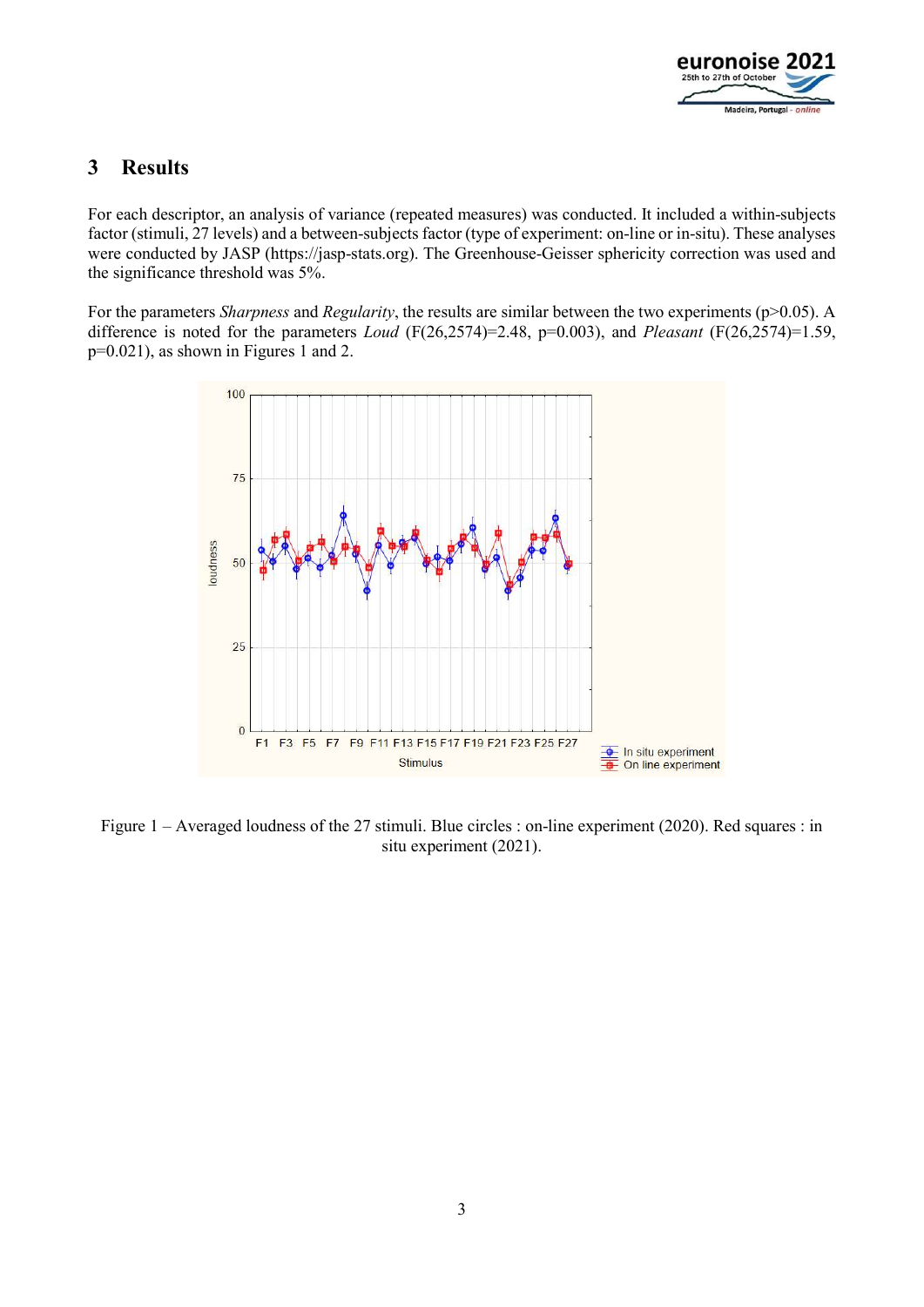## 3 Results

For each descriptor, an analysis of variance (repeated measures) was conducted. It included a within-subjects factor (stimuli, 27 levels) and a between-subjects factor (type of experiment: on-line or in-situ). These analyses were conducted by JASP (https://jasp-stats.org). The Greenhouse-Geisser sphericity correction was used and the significance threshold was 5%.

For the parameters *Sharpness* and *Regularity*, the results are similar between the two experiments ($p>0.05$). A difference is noted for the parameters *Loud* ($F(26,2574)=2.48$, $p=0.003$), and *Pleasant* ($F(26,2574)=1.59$, $p=0.021$), as shown in Figures 1 and 2.

Figure 1 – Averaged loudness of the 27 stimuli. Blue circles : on-line experiment (2020). Red squares : in situ experiment (2021).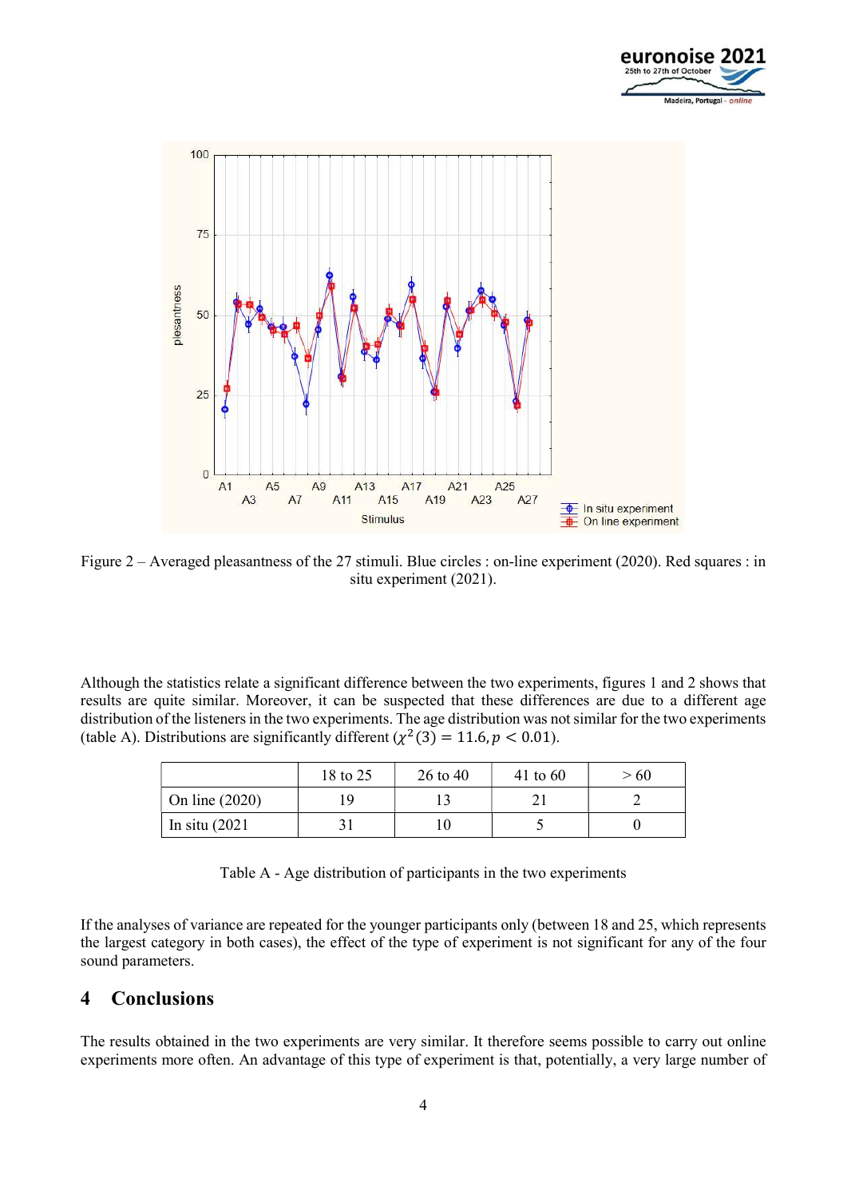Figure 2 – Averaged pleasantness of the 27 stimuli. Blue circles : on-line experiment (2020). Red squares : in situ experiment (2021).

Although the statistics relate a significant difference between the two experiments, figures 1 and 2 shows that results are quite similar. Moreover, it can be suspected that these differences are due to a different age distribution of the listeners in the two experiments. The age distribution was not similar for the two experiments (table A). Distributions are significantly different ($\chi^2(3) = 11.6, p < 0.01$).

|  | 18 to 25 | 26 to 40 | 41 to 60 | > 60 |
|---|---|---|---|---|
| On line (2020) | 19 | 13 | 21 | 2 |
| In situ (2021 | 31 | 10 | 5 | 0 |

Table A - Age distribution of participants in the two experiments

If the analyses of variance are repeated for the younger participants only (between 18 and 25, which represents the largest category in both cases), the effect of the type of experiment is not significant for any of the four sound parameters.

## 4 Conclusions

The results obtained in the two experiments are very similar. It therefore seems possible to carry out online experiments more often. An advantage of this type of experiment is that, potentially, a very large number of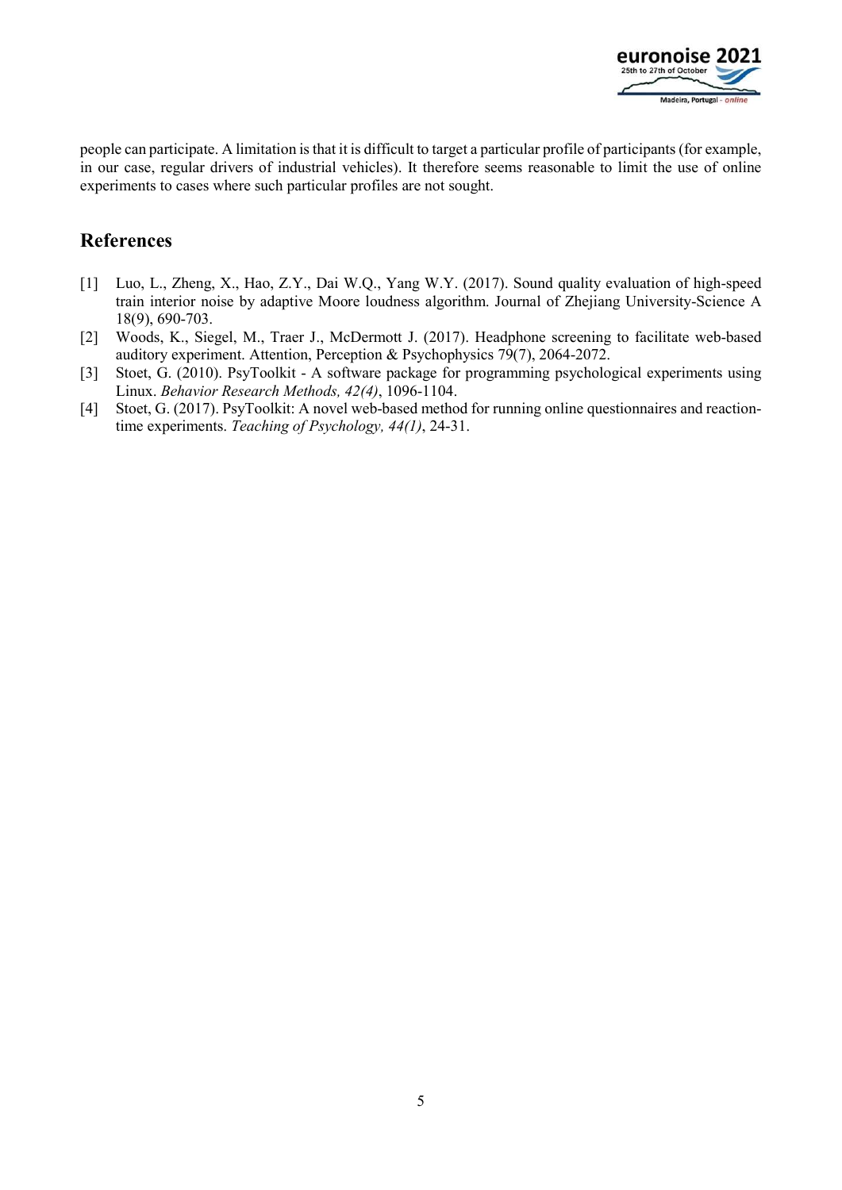people can participate. A limitation is that it is difficult to target a particular profile of participants (for example, in our case, regular drivers of industrial vehicles). It therefore seems reasonable to limit the use of online experiments to cases where such particular profiles are not sought.

## References

[1] Luo, L., Zheng, X., Hao, Z.Y., Dai W.Q., Yang W.Y. (2017). Sound quality evaluation of high-speed train interior noise by adaptive Moore loudness algorithm. Journal of Zhejiang University-Science A 18(9), 690-703.

[2] Woods, K., Siegel, M., Traer J., McDermott J. (2017). Headphone screening to facilitate web-based auditory experiment. Attention, Perception & Psychophysics 79(7), 2064-2072.

[3] Stoet, G. (2010). PsyToolkit - A software package for programming psychological experiments using Linux. *Behavior Research Methods, 42(4)*, 1096-1104.

[4] Stoet, G. (2017). PsyToolkit: A novel web-based method for running online questionnaires and reaction-time experiments. *Teaching of Psychology, 44(1)*, 24-31.